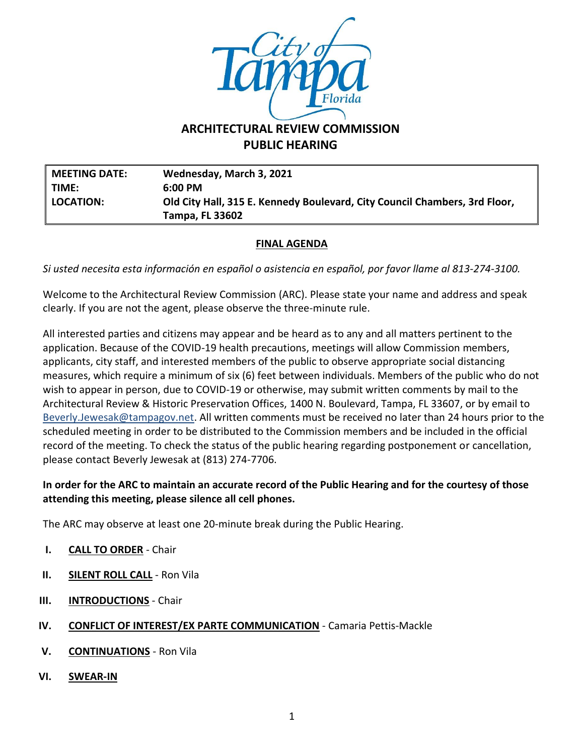# ARCHITECTURAL REVIEW COMMISSION
## PUBLIC HEARING

| | |
|---|---|
| **MEETING DATE:** | **Wednesday, March 3, 2021** |
| **TIME:** | **6:00 PM** |
| **LOCATION:** | **Old City Hall, 315 E. Kennedy Boulevard, City Council Chambers, 3rd Floor, Tampa, FL 33602** |

**FINAL AGENDA**

*Si usted necesita esta información en español o asistencia en español, por favor llame al 813-274-3100.*

Welcome to the Architectural Review Commission (ARC). Please state your name and address and speak clearly. If you are not the agent, please observe the three-minute rule.

All interested parties and citizens may appear and be heard as to any and all matters pertinent to the application. Because of the COVID-19 health precautions, meetings will allow Commission members, applicants, city staff, and interested members of the public to observe appropriate social distancing measures, which require a minimum of six (6) feet between individuals. Members of the public who do not wish to appear in person, due to COVID-19 or otherwise, may submit written comments by mail to the Architectural Review & Historic Preservation Offices, 1400 N. Boulevard, Tampa, FL 33607, or by email to Beverly.Jewesak@tampagov.net. All written comments must be received no later than 24 hours prior to the scheduled meeting in order to be distributed to the Commission members and be included in the official record of the meeting. To check the status of the public hearing regarding postponement or cancellation, please contact Beverly Jewesak at (813) 274-7706.

**In order for the ARC to maintain an accurate record of the Public Hearing and for the courtesy of those attending this meeting, please silence all cell phones.**

The ARC may observe at least one 20-minute break during the Public Hearing.

- **I.** **CALL TO ORDER** - Chair
- **II.** **SILENT ROLL CALL** - Ron Vila
- **III.** **INTRODUCTIONS** - Chair
- **IV.** **CONFLICT OF INTEREST/EX PARTE COMMUNICATION** - Camaria Pettis-Mackle
- **V.** **CONTINUATIONS** - Ron Vila
- **VI.** **SWEAR-IN**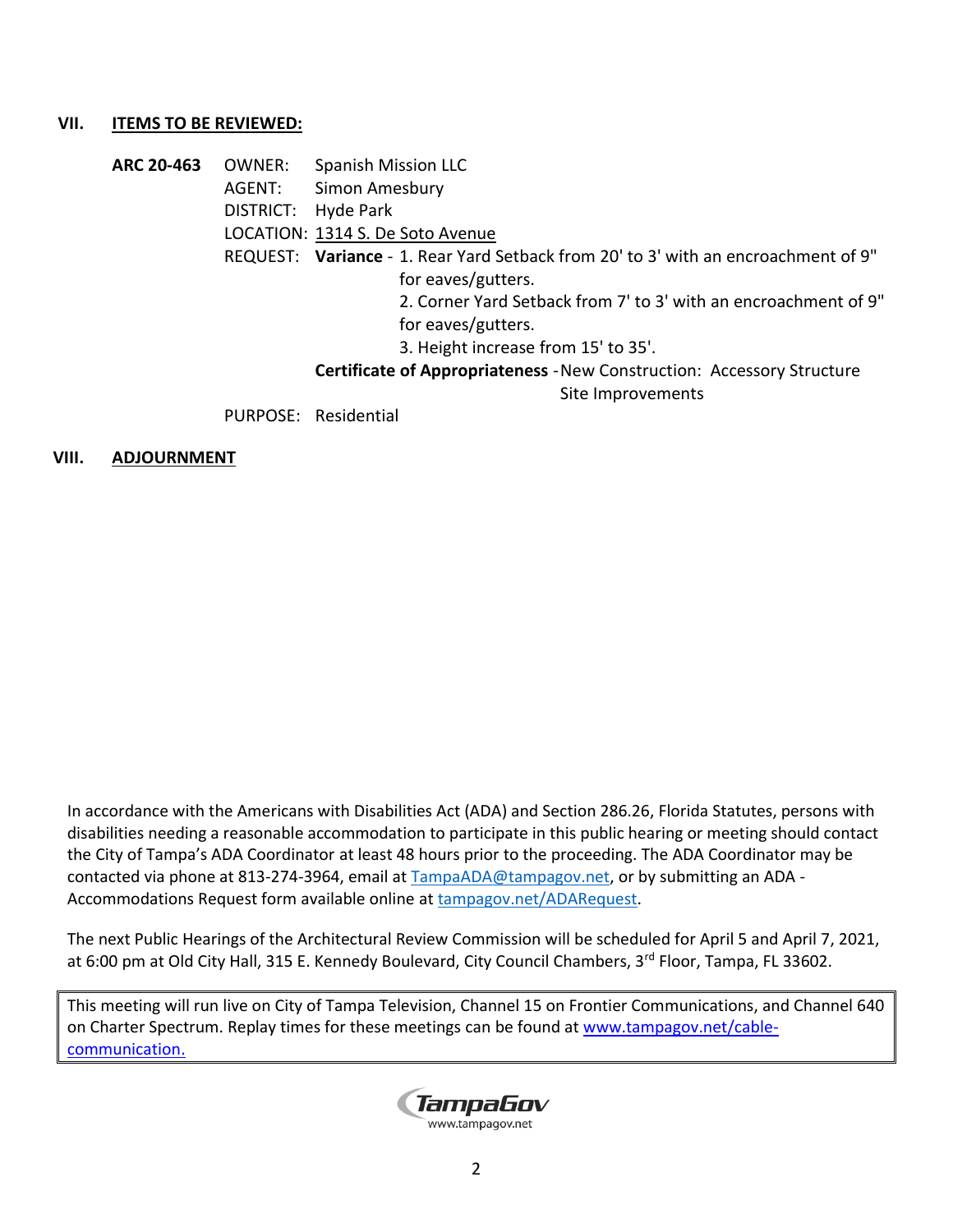## VII. ITEMS TO BE REVIEWED:

**ARC 20-463**

OWNER: Spanish Mission LLC

AGENT: Simon Amesbury

DISTRICT: Hyde Park

LOCATION: 1314 S. De Soto Avenue

REQUEST: **Variance** - 1. Rear Yard Setback from 20' to 3' with an encroachment of 9" for eaves/gutters.

2. Corner Yard Setback from 7' to 3' with an encroachment of 9" for eaves/gutters.

3. Height increase from 15' to 35'.

**Certificate of Appropriateness** - New Construction: Accessory Structure

Site Improvements

PURPOSE: Residential

## VIII. ADJOURNMENT

In accordance with the Americans with Disabilities Act (ADA) and Section 286.26, Florida Statutes, persons with disabilities needing a reasonable accommodation to participate in this public hearing or meeting should contact the City of Tampa's ADA Coordinator at least 48 hours prior to the proceeding. The ADA Coordinator may be contacted via phone at 813-274-3964, email at TampaADA@tampagov.net, or by submitting an ADA - Accommodations Request form available online at tampagov.net/ADARequest.

The next Public Hearings of the Architectural Review Commission will be scheduled for April 5 and April 7, 2021, at 6:00 pm at Old City Hall, 315 E. Kennedy Boulevard, City Council Chambers, 3rd Floor, Tampa, FL 33602.

This meeting will run live on City of Tampa Television, Channel 15 on Frontier Communications, and Channel 640 on Charter Spectrum. Replay times for these meetings can be found at www.tampagov.net/cable-communication.

TampaGov
www.tampagov.net